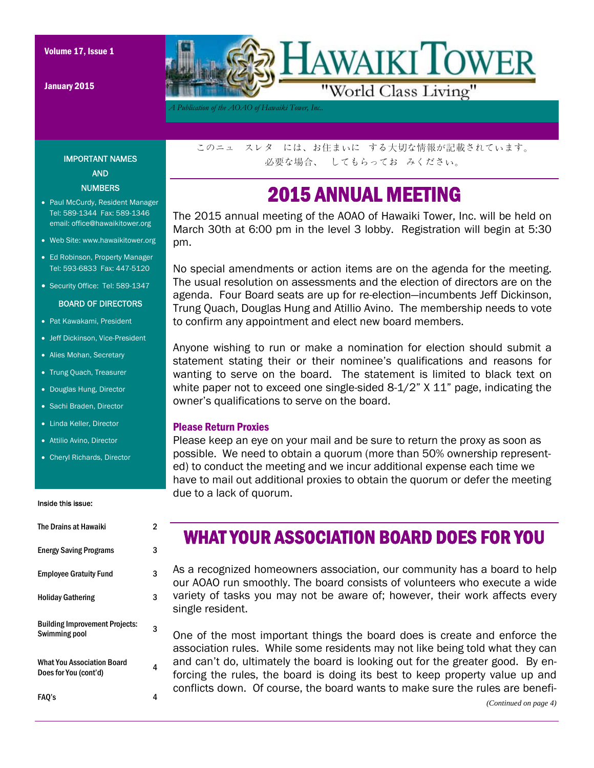# HAWAIKI TOWER

"World Class Living"

*A Publication of the AOAO of Hawaiki Tower, Inc.*

Volume 17, Issue 1

January 2015

このニュ　スレタ　には、お住まいに　する大切な情報が記載されています。
必要な場合、　してもらってお　みください。

## 2015 ANNUAL MEETING

The 2015 annual meeting of the AOAO of Hawaiki Tower, Inc. will be held on March 30th at 6:00 pm in the level 3 lobby. Registration will begin at 5:30 pm.

No special amendments or action items are on the agenda for the meeting. The usual resolution on assessments and the election of directors are on the agenda. Four Board seats are up for re-election—incumbents Jeff Dickinson, Trung Quach, Douglas Hung and Atillio Avino. The membership needs to vote to confirm any appointment and elect new board members.

Anyone wishing to run or make a nomination for election should submit a statement stating their or their nominee's qualifications and reasons for wanting to serve on the board. The statement is limited to black text on white paper not to exceed one single-sided 8-1/2" X 11" page, indicating the owner's qualifications to serve on the board.

### Please Return Proxies

Please keep an eye on your mail and be sure to return the proxy as soon as possible. We need to obtain a quorum (more than 50% ownership represented) to conduct the meeting and we incur additional expense each time we have to mail out additional proxies to obtain the quorum or defer the meeting due to a lack of quorum.

## WHAT YOUR ASSOCIATION BOARD DOES FOR YOU

As a recognized homeowners association, our community has a board to help our AOAO run smoothly. The board consists of volunteers who execute a wide variety of tasks you may not be aware of; however, their work affects every single resident.

One of the most important things the board does is create and enforce the association rules. While some residents may not like being told what they can and can't do, ultimately the board is looking out for the greater good. By enforcing the rules, the board is doing its best to keep property value up and conflicts down. Of course, the board wants to make sure the rules are benefi-

*(Continued on page 4)*

### IMPORTANT NAMES AND NUMBERS

- Paul McCurdy, Resident Manager Tel: 589-1344 Fax: 589-1346 email: office@hawaikitower.org
- Web Site: www.hawaikitower.org
- Ed Robinson, Property Manager Tel: 593-6833 Fax: 447-5120
- Security Office: Tel: 589-1347

### BOARD OF DIRECTORS

- Pat Kawakami, President
- Jeff Dickinson, Vice-President
- Alies Mohan, Secretary
- Trung Quach, Treasurer
- Douglas Hung, Director
- Sachi Braden, Director
- Linda Keller, Director
- Attilio Avino, Director
- Cheryl Richards, Director

**Inside this issue:**

| | |
|---|---|
| The Drains at Hawaiki | 2 |
| Energy Saving Programs | 3 |
| Employee Gratuity Fund | 3 |
| Holiday Gathering | 3 |
| Building Improvement Projects: Swimming pool | 3 |
| What You Association Board Does for You (cont'd) | 4 |
| FAQ's | 4 |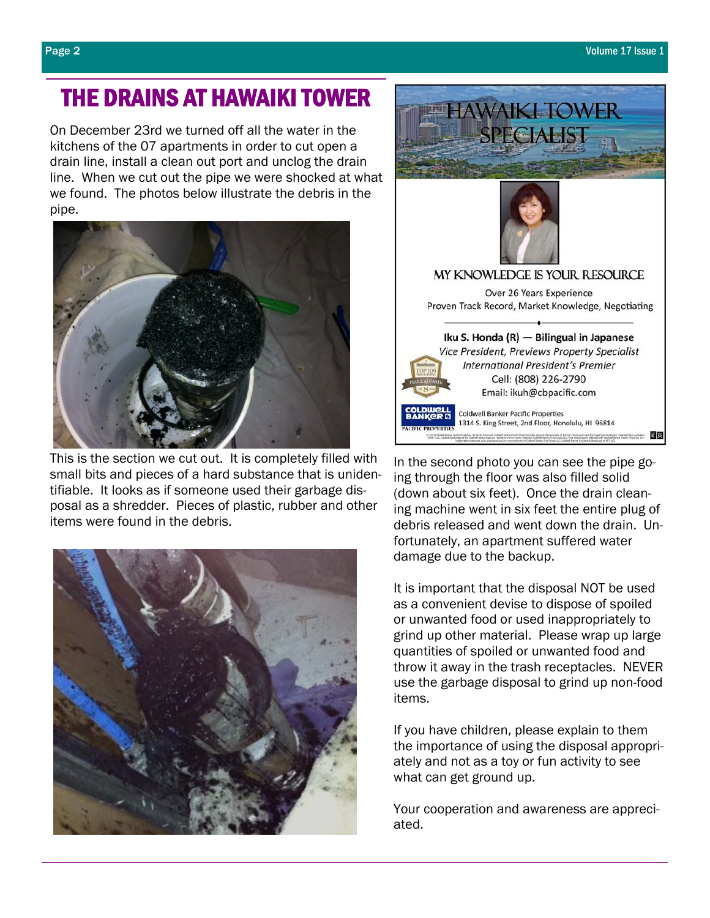# THE DRAINS AT HAWAIKI TOWER

On December 23rd we turned off all the water in the kitchens of the 07 apartments in order to cut open a drain line, install a clean out port and unclog the drain line. When we cut out the pipe we were shocked at what we found. The photos below illustrate the debris in the pipe.

This is the section we cut out. It is completely filled with small bits and pieces of a hard substance that is unidentifiable. It looks as if someone used their garbage disposal as a shredder. Pieces of plastic, rubber and other items were found in the debris.

In the second photo you can see the pipe going through the floor was also filled solid (down about six feet). Once the drain cleaning machine went in six feet the entire plug of debris released and went down the drain. Unfortunately, an apartment suffered water damage due to the backup.

It is important that the disposal NOT be used as a convenient devise to dispose of spoiled or unwanted food or used inappropriately to grind up other material. Please wrap up large quantities of spoiled or unwanted food and throw it away in the trash receptacles. NEVER use the garbage disposal to grind up non-food items.

If you have children, please explain to them the importance of using the disposal appropriately and not as a toy or fun activity to see what can get ground up.

Your cooperation and awareness are appreciated.

## HAWAIKI TOWER SPECIALIST

MY KNOWLEDGE IS YOUR RESOURCE

Over 26 Years Experience
Proven Track Record, Market Knowledge, Negotiating

**Iku S. Honda (R) — Bilingual in Japanese**
*Vice President, Previews Property Specialist*
*International President's Premier*
Cell: (808) 226-2790
Email: ikuh@cbpacific.com

Coldwell Banker Pacific Properties
1314 S. King Street, 2nd Floor, Honolulu, HI 96814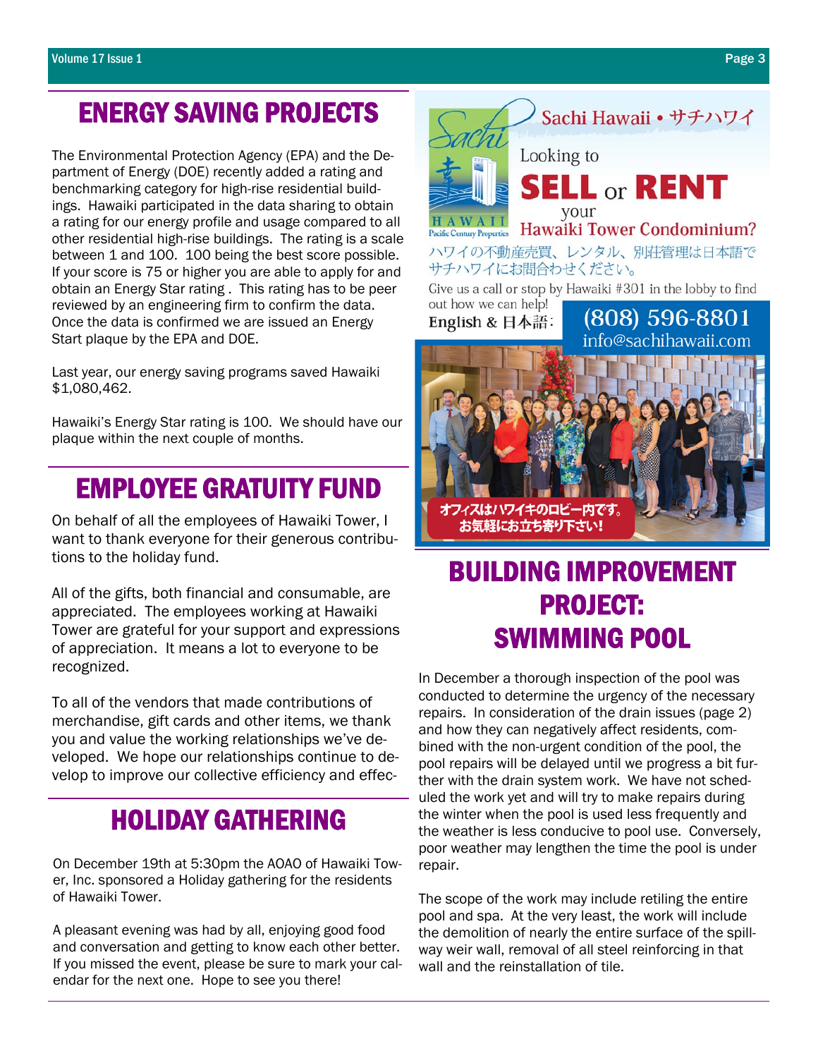## ENERGY SAVING PROJECTS

The Environmental Protection Agency (EPA) and the Department of Energy (DOE) recently added a rating and benchmarking category for high-rise residential buildings. Hawaiki participated in the data sharing to obtain a rating for our energy profile and usage compared to all other residential high-rise buildings. The rating is a scale between 1 and 100. 100 being the best score possible. If your score is 75 or higher you are able to apply for and obtain an Energy Star rating . This rating has to be peer reviewed by an engineering firm to confirm the data. Once the data is confirmed we are issued an Energy Start plaque by the EPA and DOE.

Last year, our energy saving programs saved Hawaiki $1,080,462.

Hawaiki's Energy Star rating is 100. We should have our plaque within the next couple of months.

## EMPLOYEE GRATUITY FUND

On behalf of all the employees of Hawaiki Tower, I want to thank everyone for their generous contributions to the holiday fund.

All of the gifts, both financial and consumable, are appreciated. The employees working at Hawaiki Tower are grateful for your support and expressions of appreciation. It means a lot to everyone to be recognized.

To all of the vendors that made contributions of merchandise, gift cards and other items, we thank you and value the working relationships we've developed. We hope our relationships continue to develop to improve our collective efficiency and effec-

## HOLIDAY GATHERING

On December 19th at 5:30pm the AOAO of Hawaiki Tower, Inc. sponsored a Holiday gathering for the residents of Hawaiki Tower.

A pleasant evening was had by all, enjoying good food and conversation and getting to know each other better. If you missed the event, please be sure to mark your calendar for the next one. Hope to see you there!

Sachi Hawaii • サチハワイ

Looking to **SELL** or **RENT** your Hawaiki Tower Condominium?

ハワイの不動産売買、レンタル、別荘管理は日本語でサチハワイにお問合わせください。

Give us a call or stop by Hawaiki #301 in the lobby to find out how we can help!

English & 日本語: (808) 596-8801

info@sachihawaii.com

オフィスはハワイキのロビー内です。お気軽にお立ち寄り下さい!

## BUILDING IMPROVEMENT PROJECT: SWIMMING POOL

In December a thorough inspection of the pool was conducted to determine the urgency of the necessary repairs. In consideration of the drain issues (page 2) and how they can negatively affect residents, combined with the non-urgent condition of the pool, the pool repairs will be delayed until we progress a bit further with the drain system work. We have not scheduled the work yet and will try to make repairs during the winter when the pool is used less frequently and the weather is less conducive to pool use. Conversely, poor weather may lengthen the time the pool is under repair.

The scope of the work may include retiling the entire pool and spa. At the very least, the work will include the demolition of nearly the entire surface of the spillway weir wall, removal of all steel reinforcing in that wall and the reinstallation of tile.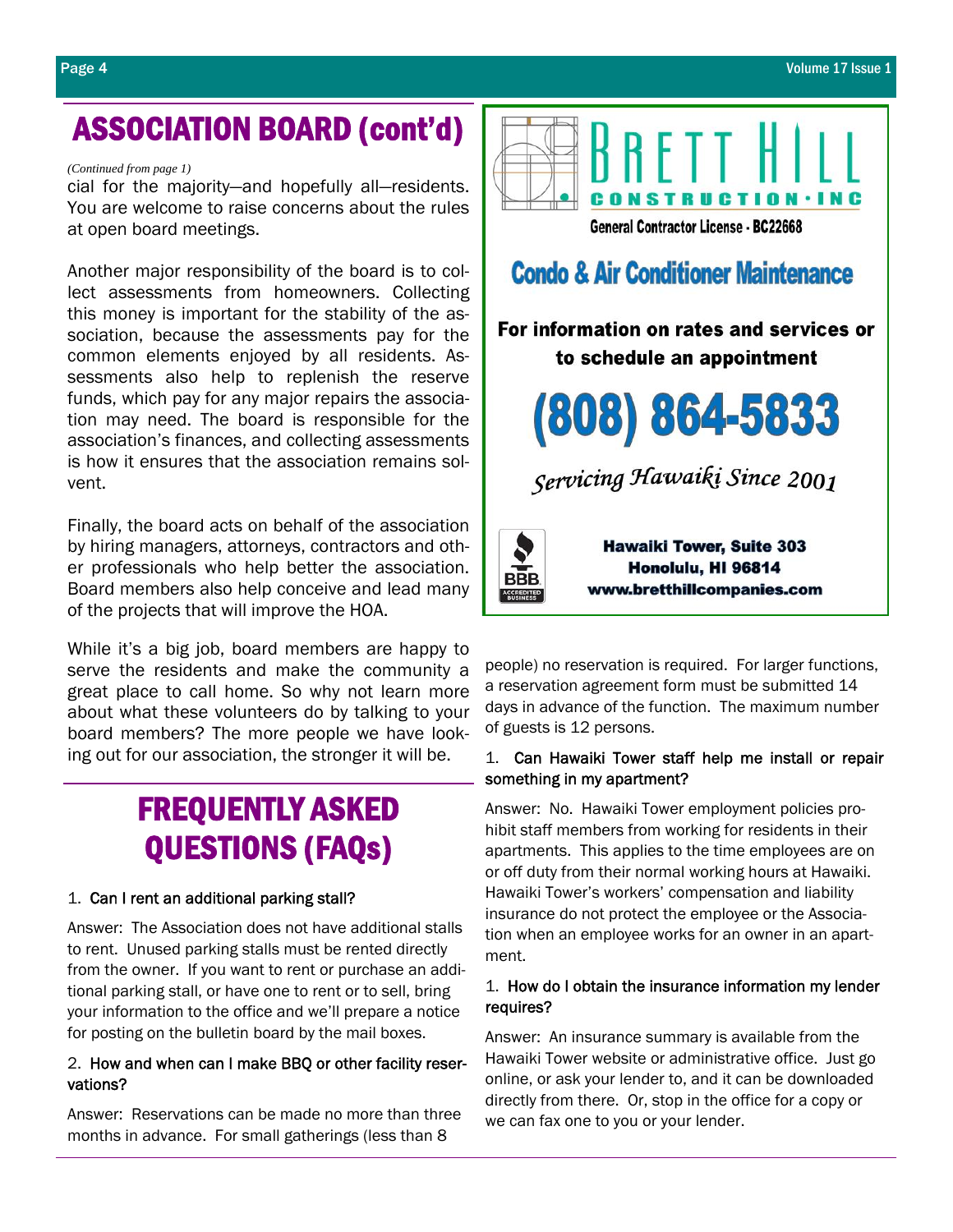## ASSOCIATION BOARD (cont'd)

*(Continued from page 1)*

cial for the majority—and hopefully all—residents. You are welcome to raise concerns about the rules at open board meetings.

Another major responsibility of the board is to collect assessments from homeowners. Collecting this money is important for the stability of the association, because the assessments pay for the common elements enjoyed by all residents. Assessments also help to replenish the reserve funds, which pay for any major repairs the association may need. The board is responsible for the association's finances, and collecting assessments is how it ensures that the association remains solvent.

Finally, the board acts on behalf of the association by hiring managers, attorneys, contractors and other professionals who help better the association. Board members also help conceive and lead many of the projects that will improve the HOA.

While it's a big job, board members are happy to serve the residents and make the community a great place to call home. So why not learn more about what these volunteers do by talking to your board members? The more people we have looking out for our association, the stronger it will be.

**BRETT HILL CONSTRUCTION · INC**

General Contractor License · BC22668

**Condo & Air Conditioner Maintenance**

**For information on rates and services or to schedule an appointment**

**(808) 864-5833**

*Servicing Hawaiki Since 2001*

BBB ACCREDITED BUSINESS

**Hawaiki Tower, Suite 303**
**Honolulu, HI 96814**
**www.bretthillcompanies.com**

## FREQUENTLY ASKED QUESTIONS (FAQs)

1. **Can I rent an additional parking stall?**

Answer: The Association does not have additional stalls to rent. Unused parking stalls must be rented directly from the owner. If you want to rent or purchase an additional parking stall, or have one to rent or to sell, bring your information to the office and we'll prepare a notice for posting on the bulletin board by the mail boxes.

2. **How and when can I make BBQ or other facility reservations?**

Answer: Reservations can be made no more than three months in advance. For small gatherings (less than 8 people) no reservation is required. For larger functions, a reservation agreement form must be submitted 14 days in advance of the function. The maximum number of guests is 12 persons.

1. **Can Hawaiki Tower staff help me install or repair something in my apartment?**

Answer: No. Hawaiki Tower employment policies prohibit staff members from working for residents in their apartments. This applies to the time employees are on or off duty from their normal working hours at Hawaiki. Hawaiki Tower's workers' compensation and liability insurance do not protect the employee or the Association when an employee works for an owner in an apartment.

1. **How do I obtain the insurance information my lender requires?**

Answer: An insurance summary is available from the Hawaiki Tower website or administrative office. Just go online, or ask your lender to, and it can be downloaded directly from there. Or, stop in the office for a copy or we can fax one to you or your lender.